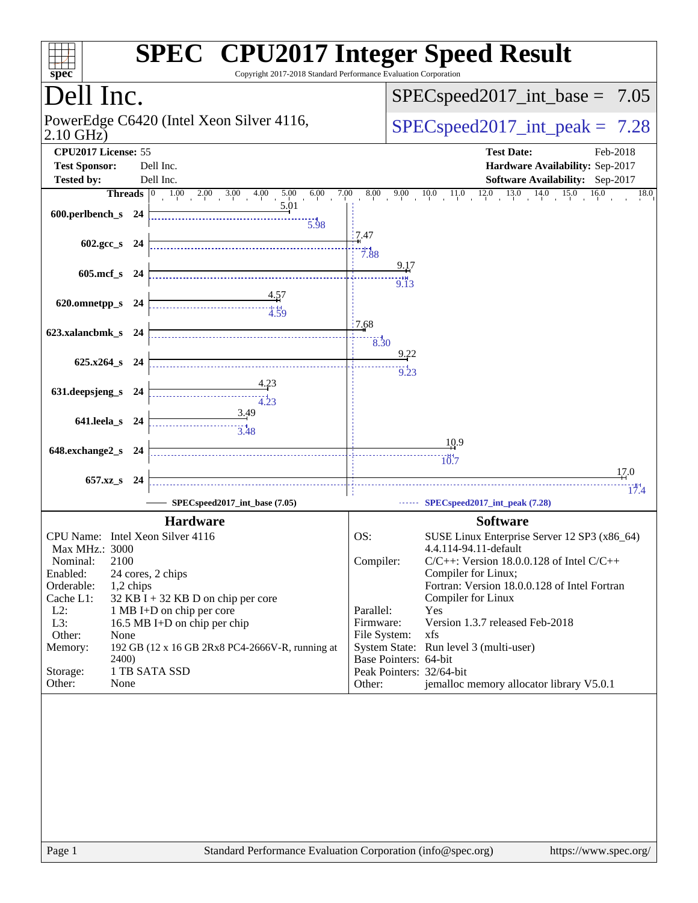# SPEC CPU2017 Integer Speed Result

Copyright 2017-2018 Standard Performance Evaluation Corporation

## Dell Inc.

PowerEdge C6420 (Intel Xeon Silver 4116, 2.10 GHz)

SPECspeed2017_int_base = 7.05

SPECspeed2017_int_peak = 7.28

| | | | |
|---|---|---|---|
| **CPU2017 License:** | 55 | **Test Date:** | Feb-2018 |
| **Test Sponsor:** | Dell Inc. | **Hardware Availability:** | Sep-2017 |
| **Tested by:** | Dell Inc. | **Software Availability:** | Sep-2017 |

| Benchmark | Threads | Base | Peak |
|---|---|---|---|
| 600.perlbench_s | 24 | 5.01 | 5.98 |
| 602.gcc_s | 24 | 7.47 | 7.88 |
| 605.mcf_s | 24 | 9.17 | 9.13 |
| 620.omnetpp_s | 24 | 4.57 | 4.59 |
| 623.xalancbmk_s | 24 | 7.68 | 8.30 |
| 625.x264_s | 24 | 9.22 | 9.23 |
| 631.deepsjeng_s | 24 | 4.23 | 4.23 |
| 641.leela_s | 24 | 3.49 | 3.48 |
| 648.exchange2_s | 24 | 10.9 | 10.7 |
| 657.xz_s | 24 | 17.0 | 17.4 |

SPECspeed2017_int_base (7.05) — SPECspeed2017_int_peak (7.28)

### Hardware

| | |
|---|---|
| CPU Name: | Intel Xeon Silver 4116 |
| Max MHz.: | 3000 |
| Nominal: | 2100 |
| Enabled: | 24 cores, 2 chips |
| Orderable: | 1,2 chips |
| Cache L1: | 32 KB I + 32 KB D on chip per core |
| L2: | 1 MB I+D on chip per core |
| L3: | 16.5 MB I+D on chip per chip |
| Other: | None |
| Memory: | 192 GB (12 x 16 GB 2Rx8 PC4-2666V-R, running at 2400) |
| Storage: | 1 TB SATA SSD |
| Other: | None |

### Software

| | |
|---|---|
| OS: | SUSE Linux Enterprise Server 12 SP3 (x86_64) 4.4.114-94.11-default |
| Compiler: | C/C++: Version 18.0.0.128 of Intel C/C++ Compiler for Linux; Fortran: Version 18.0.0.128 of Intel Fortran Compiler for Linux |
| Parallel: | Yes |
| Firmware: | Version 1.3.7 released Feb-2018 |
| File System: | xfs |
| System State: | Run level 3 (multi-user) |
| Base Pointers: | 64-bit |
| Peak Pointers: | 32/64-bit |
| Other: | jemalloc memory allocator library V5.0.1 |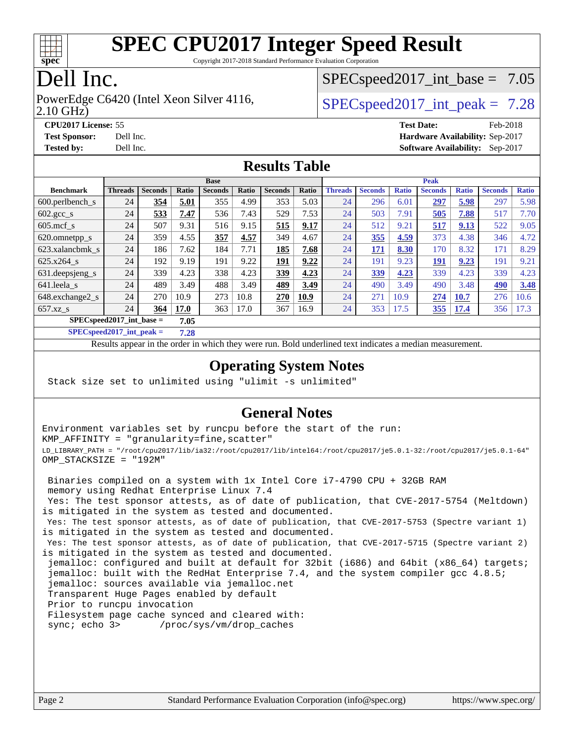# SPEC CPU2017 Integer Speed Result

Copyright 2017-2018 Standard Performance Evaluation Corporation

# Dell Inc.

PowerEdge C6420 (Intel Xeon Silver 4116, 2.10 GHz)

SPECspeed2017_int_base = 7.05

SPECspeed2017_int_peak = 7.28

**CPU2017 License:** 55
**Test Sponsor:** Dell Inc.
**Tested by:** Dell Inc.

**Test Date:** Feb-2018
**Hardware Availability:** Sep-2017
**Software Availability:** Sep-2017

## Results Table

| Benchmark | Base | | | | | | | Peak | | | | | | |
|---|---|---|---|---|---|---|---|---|---|---|---|---|---|---|
| | Threads | Seconds | Ratio | Seconds | Ratio | Seconds | Ratio | Threads | Seconds | Ratio | Seconds | Ratio | Seconds | Ratio |
| 600.perlbench_s | 24 | **354** | **5.01** | 355 | 4.99 | 353 | 5.03 | 24 | 296 | 6.01 | **297** | **5.98** | 297 | 5.98 |
| 602.gcc_s | 24 | **533** | **7.47** | 536 | 7.43 | 529 | 7.53 | 24 | 503 | 7.91 | **505** | **7.88** | 517 | 7.70 |
| 605.mcf_s | 24 | 507 | 9.31 | 516 | 9.15 | **515** | **9.17** | 24 | 512 | 9.21 | **517** | **9.13** | 522 | 9.05 |
| 620.omnetpp_s | 24 | 359 | 4.55 | **357** | **4.57** | 349 | 4.67 | 24 | **355** | **4.59** | 373 | 4.38 | 346 | 4.72 |
| 623.xalancbmk_s | 24 | 186 | 7.62 | 184 | 7.71 | **185** | **7.68** | 24 | **171** | **8.30** | 170 | 8.32 | 171 | 8.29 |
| 625.x264_s | 24 | 192 | 9.19 | 191 | 9.22 | **191** | **9.22** | 24 | 191 | 9.23 | **191** | **9.23** | 191 | 9.21 |
| 631.deepsjeng_s | 24 | 339 | 4.23 | 338 | 4.23 | **339** | **4.23** | 24 | **339** | **4.23** | 339 | 4.23 | 339 | 4.23 |
| 641.leela_s | 24 | 489 | 3.49 | 488 | 3.49 | **489** | **3.49** | 24 | 490 | 3.49 | 490 | 3.48 | **490** | **3.48** |
| 648.exchange2_s | 24 | 270 | 10.9 | 273 | 10.8 | **270** | **10.9** | 24 | 271 | 10.9 | **274** | **10.7** | 276 | 10.6 |
| 657.xz_s | 24 | **364** | **17.0** | 363 | 17.0 | 367 | 16.9 | 24 | 353 | 17.5 | **355** | **17.4** | 356 | 17.3 |

**SPECspeed2017_int_base = 7.05**

**SPECspeed2017_int_peak = 7.28**

Results appear in the order in which they were run. Bold underlined text indicates a median measurement.

## Operating System Notes

```
Stack size set to unlimited using "ulimit -s unlimited"
```

## General Notes

```
Environment variables set by runcpu before the start of the run:
KMP_AFFINITY = "granularity=fine,scatter"
LD_LIBRARY_PATH = "/root/cpu2017/lib/ia32:/root/cpu2017/lib/intel64:/root/cpu2017/je5.0.1-32:/root/cpu2017/je5.0.1-64"
OMP_STACKSIZE = "192M"

 Binaries compiled on a system with 1x Intel Core i7-4790 CPU + 32GB RAM
 memory using Redhat Enterprise Linux 7.4
 Yes: The test sponsor attests, as of date of publication, that CVE-2017-5754 (Meltdown)
is mitigated in the system as tested and documented.
 Yes: The test sponsor attests, as of date of publication, that CVE-2017-5753 (Spectre variant 1)
is mitigated in the system as tested and documented.
 Yes: The test sponsor attests, as of date of publication, that CVE-2017-5715 (Spectre variant 2)
is mitigated in the system as tested and documented.
 jemalloc: configured and built at default for 32bit (i686) and 64bit (x86_64) targets;
 jemalloc: built with the RedHat Enterprise 7.4, and the system compiler gcc 4.8.5;
 jemalloc: sources available via jemalloc.net
 Transparent Huge Pages enabled by default
 Prior to runcpu invocation
 Filesystem page cache synced and cleared with:
 sync; echo 3>       /proc/sys/vm/drop_caches
```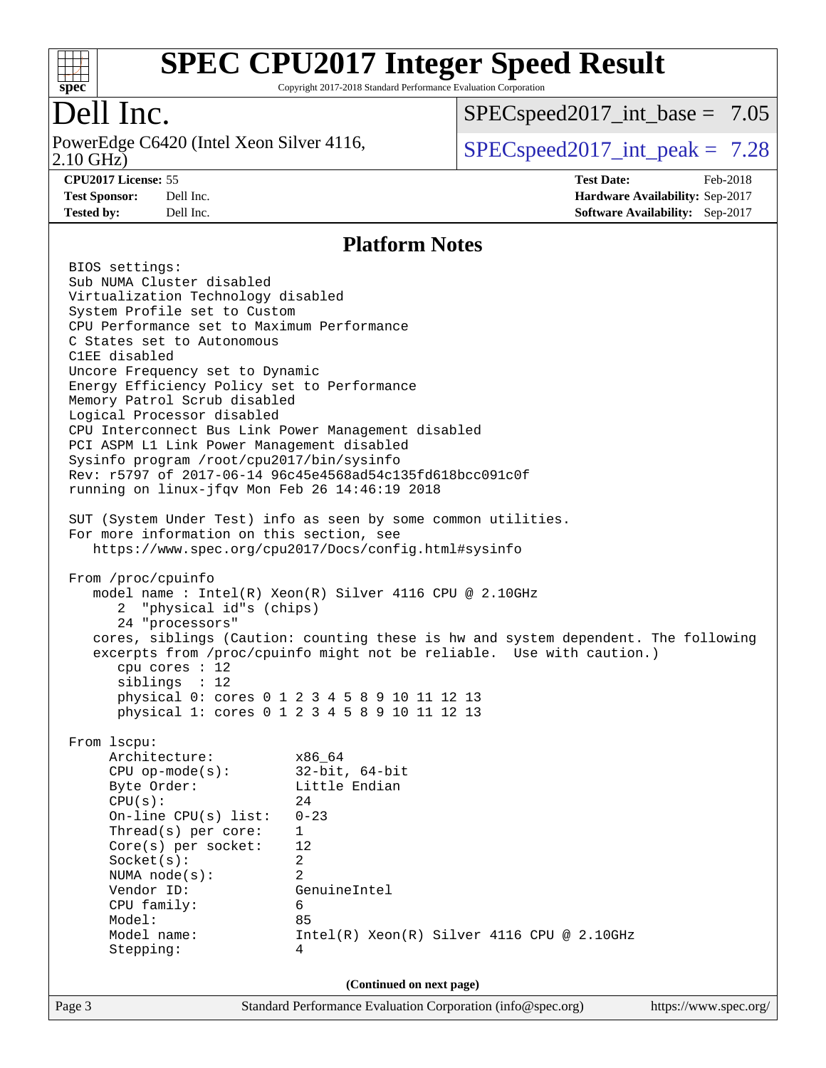# SPEC CPU2017 Integer Speed Result

Copyright 2017-2018 Standard Performance Evaluation Corporation

## Dell Inc.

PowerEdge C6420 (Intel Xeon Silver 4116, 2.10 GHz)

SPECspeed2017_int_base = 7.05

SPECspeed2017_int_peak = 7.28

**CPU2017 License:** 55
**Test Sponsor:** Dell Inc.
**Tested by:** Dell Inc.

**Test Date:** Feb-2018
**Hardware Availability:** Sep-2017
**Software Availability:** Sep-2017

## Platform Notes

```
BIOS settings:
Sub NUMA Cluster disabled
Virtualization Technology disabled
System Profile set to Custom
CPU Performance set to Maximum Performance
C States set to Autonomous
C1EE disabled
Uncore Frequency set to Dynamic
Energy Efficiency Policy set to Performance
Memory Patrol Scrub disabled
Logical Processor disabled
CPU Interconnect Bus Link Power Management disabled
PCI ASPM L1 Link Power Management disabled
Sysinfo program /root/cpu2017/bin/sysinfo
Rev: r5797 of 2017-06-14 96c45e4568ad54c135fd618bcc091c0f
running on linux-jfqv Mon Feb 26 14:46:19 2018

SUT (System Under Test) info as seen by some common utilities.
For more information on this section, see
   https://www.spec.org/cpu2017/Docs/config.html#sysinfo

From /proc/cpuinfo
   model name : Intel(R) Xeon(R) Silver 4116 CPU @ 2.10GHz
      2  "physical id"s (chips)
      24 "processors"
   cores, siblings (Caution: counting these is hw and system dependent. The following
   excerpts from /proc/cpuinfo might not be reliable.  Use with caution.)
      cpu cores : 12
      siblings  : 12
      physical 0: cores 0 1 2 3 4 5 8 9 10 11 12 13
      physical 1: cores 0 1 2 3 4 5 8 9 10 11 12 13

From lscpu:
     Architecture:          x86_64
     CPU op-mode(s):        32-bit, 64-bit
     Byte Order:            Little Endian
     CPU(s):                24
     On-line CPU(s) list:   0-23
     Thread(s) per core:    1
     Core(s) per socket:    12
     Socket(s):             2
     NUMA node(s):          2
     Vendor ID:             GenuineIntel
     CPU family:            6
     Model:                 85
     Model name:            Intel(R) Xeon(R) Silver 4116 CPU @ 2.10GHz
     Stepping:              4
```

(Continued on next page)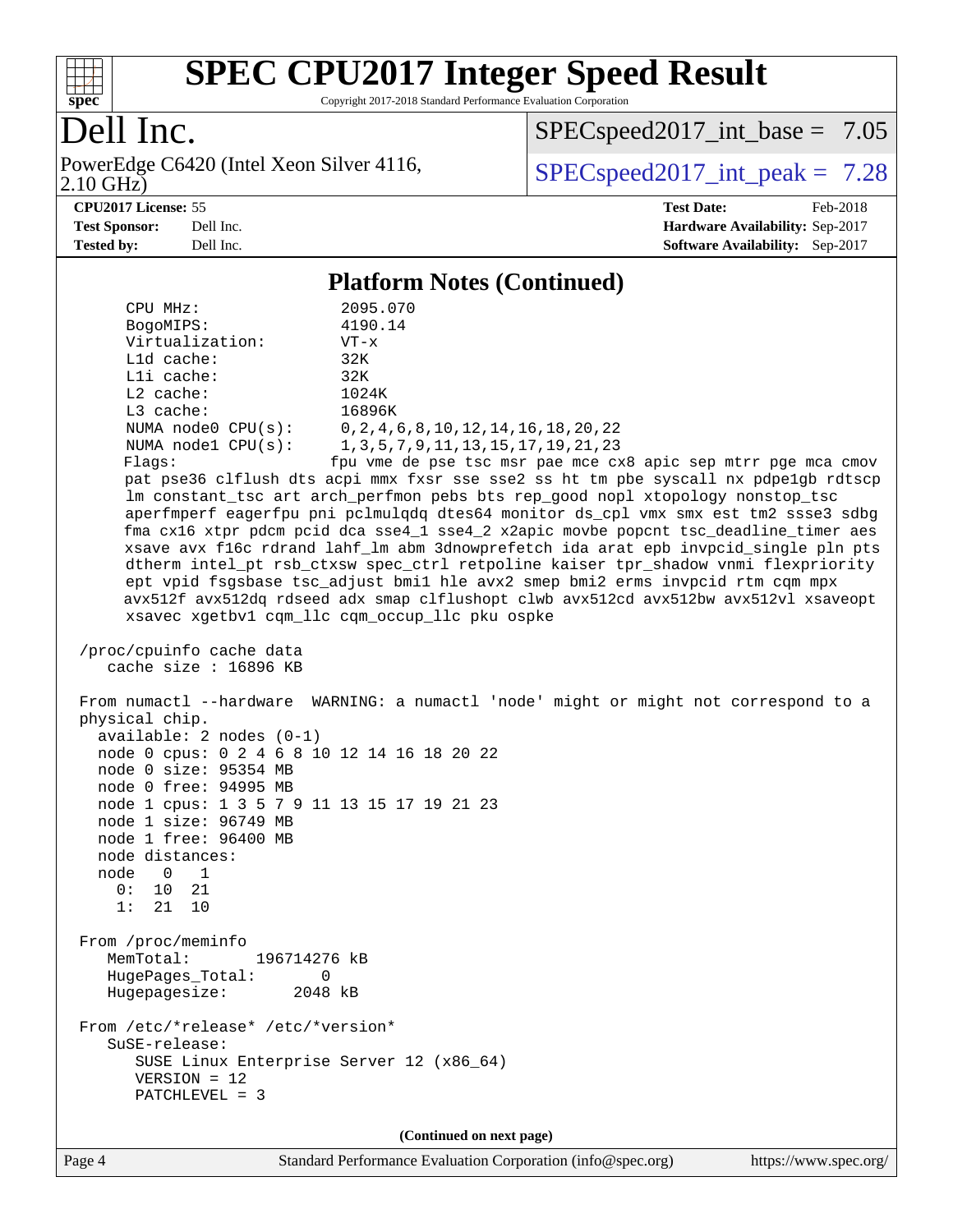# SPEC CPU2017 Integer Speed Result

Copyright 2017-2018 Standard Performance Evaluation Corporation

## Dell Inc.

PowerEdge C6420 (Intel Xeon Silver 4116, 2.10 GHz)

SPECspeed2017_int_base = 7.05

SPECspeed2017_int_peak = 7.28

**CPU2017 License:** 55
**Test Sponsor:** Dell Inc.
**Tested by:** Dell Inc.

**Test Date:** Feb-2018
**Hardware Availability:** Sep-2017
**Software Availability:** Sep-2017

### Platform Notes (Continued)

```
     CPU MHz:                2095.070
     BogoMIPS:               4190.14
     Virtualization:         VT-x
     L1d cache:              32K
     L1i cache:              32K
     L2 cache:               1024K
     L3 cache:               16896K
     NUMA node0 CPU(s):      0,2,4,6,8,10,12,14,16,18,20,22
     NUMA node1 CPU(s):      1,3,5,7,9,11,13,15,17,19,21,23
     Flags:                 fpu vme de pse tsc msr pae mce cx8 apic sep mtrr pge mca cmov
     pat pse36 clflush dts acpi mmx fxsr sse sse2 ss ht tm pbe syscall nx pdpe1gb rdtscp
     lm constant_tsc art arch_perfmon pebs bts rep_good nopl xtopology nonstop_tsc
     aperfmperf eagerfpu pni pclmulqdq dtes64 monitor ds_cpl vmx smx est tm2 ssse3 sdbg
     fma cx16 xtpr pdcm pcid dca sse4_1 sse4_2 x2apic movbe popcnt tsc_deadline_timer aes
     xsave avx f16c rdrand lahf_lm abm 3dnowprefetch ida arat epb invpcid_single pln pts
     dtherm intel_pt rsb_ctxsw spec_ctrl retpoline kaiser tpr_shadow vnmi flexpriority
     ept vpid fsgsbase tsc_adjust bmi1 hle avx2 smep bmi2 erms invpcid rtm cqm mpx
     avx512f avx512dq rdseed adx smap clflushopt clwb avx512cd avx512bw avx512vl xsaveopt
     xsavec xgetbv1 cqm_llc cqm_occup_llc pku ospke

 /proc/cpuinfo cache data
    cache size : 16896 KB

 From numactl --hardware  WARNING: a numactl 'node' might or might not correspond to a
 physical chip.
   available: 2 nodes (0-1)
   node 0 cpus: 0 2 4 6 8 10 12 14 16 18 20 22
   node 0 size: 95354 MB
   node 0 free: 94995 MB
   node 1 cpus: 1 3 5 7 9 11 13 15 17 19 21 23
   node 1 size: 96749 MB
   node 1 free: 96400 MB
   node distances:
   node   0   1
     0:  10  21
     1:  21  10

 From /proc/meminfo
    MemTotal:       196714276 kB
    HugePages_Total:       0
    Hugepagesize:       2048 kB

 From /etc/*release* /etc/*version*
    SuSE-release:
       SUSE Linux Enterprise Server 12 (x86_64)
       VERSION = 12
       PATCHLEVEL = 3
```

(Continued on next page)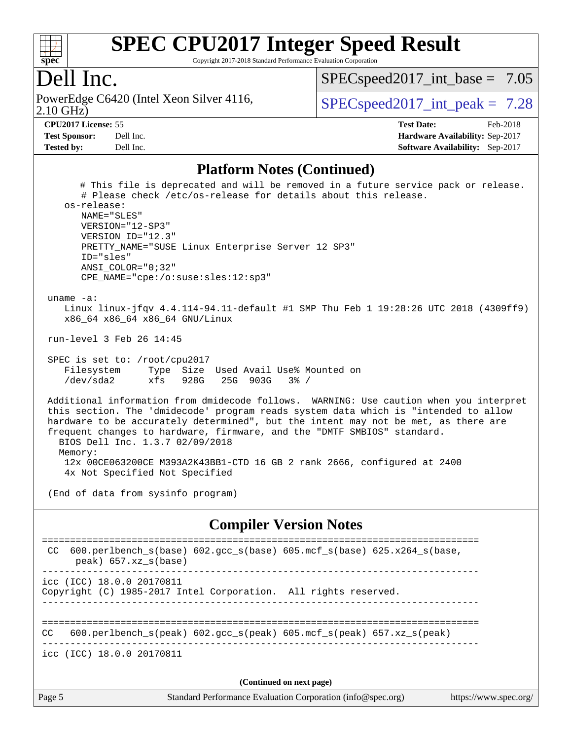## Platform Notes (Continued)

```
      # This file is deprecated and will be removed in a future service pack or release.
      # Please check /etc/os-release for details about this release.
   os-release:
      NAME="SLES"
      VERSION="12-SP3"
      VERSION_ID="12.3"
      PRETTY_NAME="SUSE Linux Enterprise Server 12 SP3"
      ID="sles"
      ANSI_COLOR="0;32"
      CPE_NAME="cpe:/o:suse:sles:12:sp3"

 uname -a:
    Linux linux-jfqv 4.4.114-94.11-default #1 SMP Thu Feb 1 19:28:26 UTC 2018 (4309ff9)
    x86_64 x86_64 x86_64 GNU/Linux

 run-level 3 Feb 26 14:45

 SPEC is set to: /root/cpu2017
    Filesystem     Type  Size  Used Avail Use% Mounted on
    /dev/sda2      xfs   928G   25G  903G   3% /

 Additional information from dmidecode follows.  WARNING: Use caution when you interpret
 this section. The 'dmidecode' program reads system data which is "intended to allow
 hardware to be accurately determined", but the intent may not be met, as there are
 frequent changes to hardware, firmware, and the "DMTF SMBIOS" standard.
   BIOS Dell Inc. 1.3.7 02/09/2018
   Memory:
    12x 00CE063200CE M393A2K43BB1-CTD 16 GB 2 rank 2666, configured at 2400
    4x Not Specified Not Specified

 (End of data from sysinfo program)
```

## Compiler Version Notes

```
==============================================================================
 CC  600.perlbench_s(base) 602.gcc_s(base) 605.mcf_s(base) 625.x264_s(base,
      peak) 657.xz_s(base)
------------------------------------------------------------------------------
icc (ICC) 18.0.0 20170811
Copyright (C) 1985-2017 Intel Corporation.  All rights reserved.
------------------------------------------------------------------------------

==============================================================================
CC   600.perlbench_s(peak) 602.gcc_s(peak) 605.mcf_s(peak) 657.xz_s(peak)
------------------------------------------------------------------------------
icc (ICC) 18.0.0 20170811
```

(Continued on next page)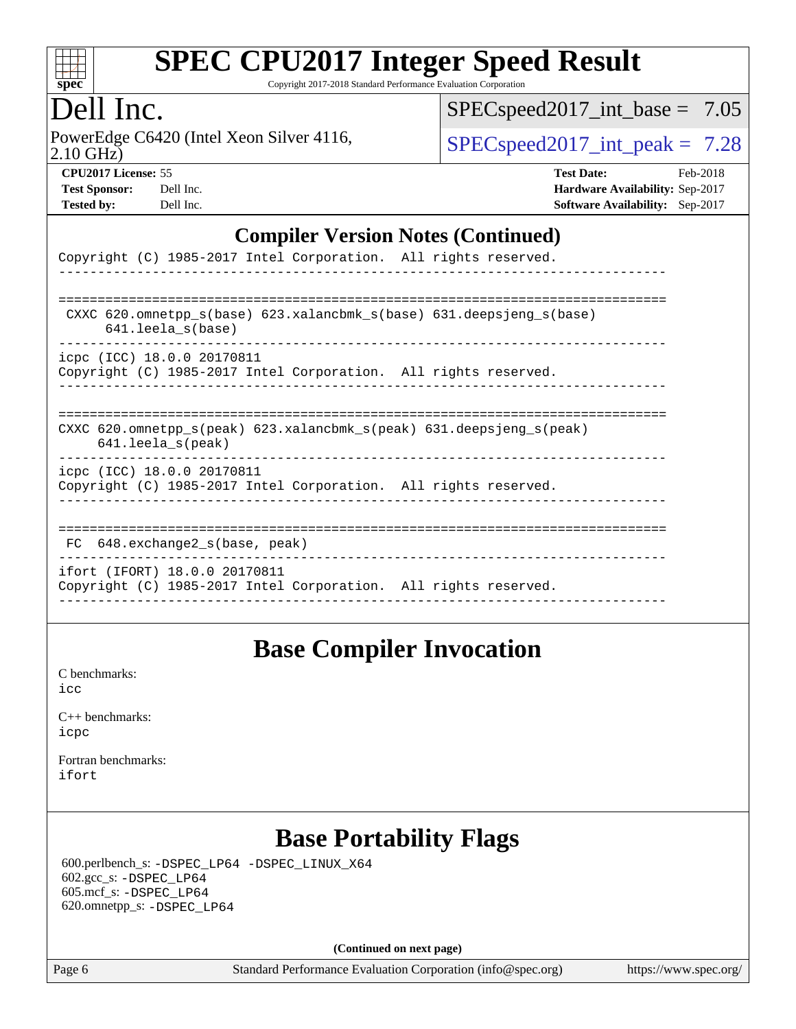## Compiler Version Notes (Continued)

```
Copyright (C) 1985-2017 Intel Corporation.  All rights reserved.
------------------------------------------------------------------------------

==============================================================================
 CXXC 620.omnetpp_s(base) 623.xalancbmk_s(base) 631.deepsjeng_s(base)
      641.leela_s(base)
------------------------------------------------------------------------------
icpc (ICC) 18.0.0 20170811
Copyright (C) 1985-2017 Intel Corporation.  All rights reserved.
------------------------------------------------------------------------------

==============================================================================
CXXC 620.omnetpp_s(peak) 623.xalancbmk_s(peak) 631.deepsjeng_s(peak)
     641.leela_s(peak)
------------------------------------------------------------------------------
icpc (ICC) 18.0.0 20170811
Copyright (C) 1985-2017 Intel Corporation.  All rights reserved.
------------------------------------------------------------------------------

==============================================================================
 FC  648.exchange2_s(base, peak)
------------------------------------------------------------------------------
ifort (IFORT) 18.0.0 20170811
Copyright (C) 1985-2017 Intel Corporation.  All rights reserved.
------------------------------------------------------------------------------
```

## Base Compiler Invocation

C benchmarks:
icc

C++ benchmarks:
icpc

Fortran benchmarks:
ifort

## Base Portability Flags

600.perlbench_s: -DSPEC_LP64 -DSPEC_LINUX_X64
602.gcc_s: -DSPEC_LP64
605.mcf_s: -DSPEC_LP64
620.omnetpp_s: -DSPEC_LP64

(Continued on next page)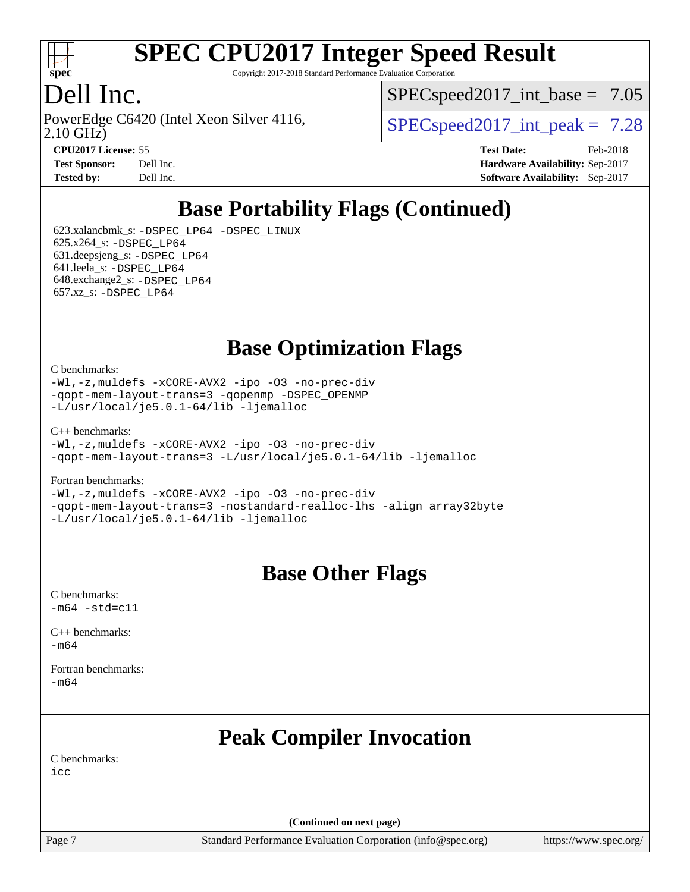# Base Portability Flags (Continued)

623.xalancbmk_s: -DSPEC_LP64 -DSPEC_LINUX
625.x264_s: -DSPEC_LP64
631.deepsjeng_s: -DSPEC_LP64
641.leela_s: -DSPEC_LP64
648.exchange2_s: -DSPEC_LP64
657.xz_s: -DSPEC_LP64

# Base Optimization Flags

C benchmarks:
-Wl,-z,muldefs -xCORE-AVX2 -ipo -O3 -no-prec-div
-qopt-mem-layout-trans=3 -qopenmp -DSPEC_OPENMP
-L/usr/local/je5.0.1-64/lib -ljemalloc

C++ benchmarks:
-Wl,-z,muldefs -xCORE-AVX2 -ipo -O3 -no-prec-div
-qopt-mem-layout-trans=3 -L/usr/local/je5.0.1-64/lib -ljemalloc

Fortran benchmarks:
-Wl,-z,muldefs -xCORE-AVX2 -ipo -O3 -no-prec-div
-qopt-mem-layout-trans=3 -nostandard-realloc-lhs -align array32byte
-L/usr/local/je5.0.1-64/lib -ljemalloc

# Base Other Flags

C benchmarks:
-m64 -std=c11

C++ benchmarks:
-m64

Fortran benchmarks:
-m64

# Peak Compiler Invocation

C benchmarks:
icc

(Continued on next page)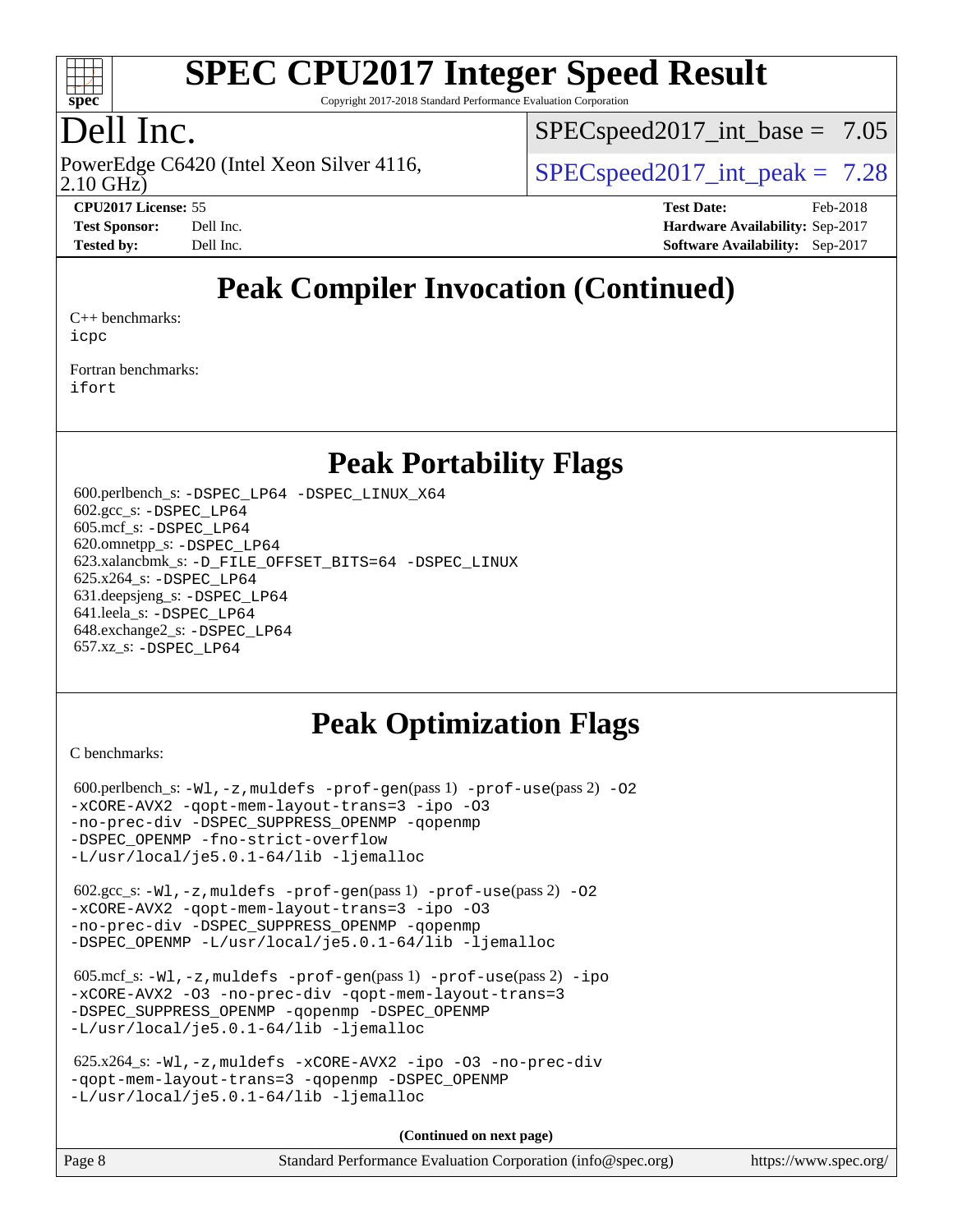# Peak Compiler Invocation (Continued)

C++ benchmarks:
`icpc`

Fortran benchmarks:
`ifort`

# Peak Portability Flags

600.perlbench_s: `-DSPEC_LP64 -DSPEC_LINUX_X64`
602.gcc_s: `-DSPEC_LP64`
605.mcf_s: `-DSPEC_LP64`
620.omnetpp_s: `-DSPEC_LP64`
623.xalancbmk_s: `-D_FILE_OFFSET_BITS=64 -DSPEC_LINUX`
625.x264_s: `-DSPEC_LP64`
631.deepsjeng_s: `-DSPEC_LP64`
641.leela_s: `-DSPEC_LP64`
648.exchange2_s: `-DSPEC_LP64`
657.xz_s: `-DSPEC_LP64`

# Peak Optimization Flags

C benchmarks:

600.perlbench_s: `-Wl,-z,muldefs -prof-gen`(pass 1) `-prof-use`(pass 2) `-O2 -xCORE-AVX2 -qopt-mem-layout-trans=3 -ipo -O3 -no-prec-div -DSPEC_SUPPRESS_OPENMP -qopenmp -DSPEC_OPENMP -fno-strict-overflow -L/usr/local/je5.0.1-64/lib -ljemalloc`

602.gcc_s: `-Wl,-z,muldefs -prof-gen`(pass 1) `-prof-use`(pass 2) `-O2 -xCORE-AVX2 -qopt-mem-layout-trans=3 -ipo -O3 -no-prec-div -DSPEC_SUPPRESS_OPENMP -qopenmp -DSPEC_OPENMP -L/usr/local/je5.0.1-64/lib -ljemalloc`

605.mcf_s: `-Wl,-z,muldefs -prof-gen`(pass 1) `-prof-use`(pass 2) `-ipo -xCORE-AVX2 -O3 -no-prec-div -qopt-mem-layout-trans=3 -DSPEC_SUPPRESS_OPENMP -qopenmp -DSPEC_OPENMP -L/usr/local/je5.0.1-64/lib -ljemalloc`

625.x264_s: `-Wl,-z,muldefs -xCORE-AVX2 -ipo -O3 -no-prec-div -qopt-mem-layout-trans=3 -qopenmp -DSPEC_OPENMP -L/usr/local/je5.0.1-64/lib -ljemalloc`

**(Continued on next page)**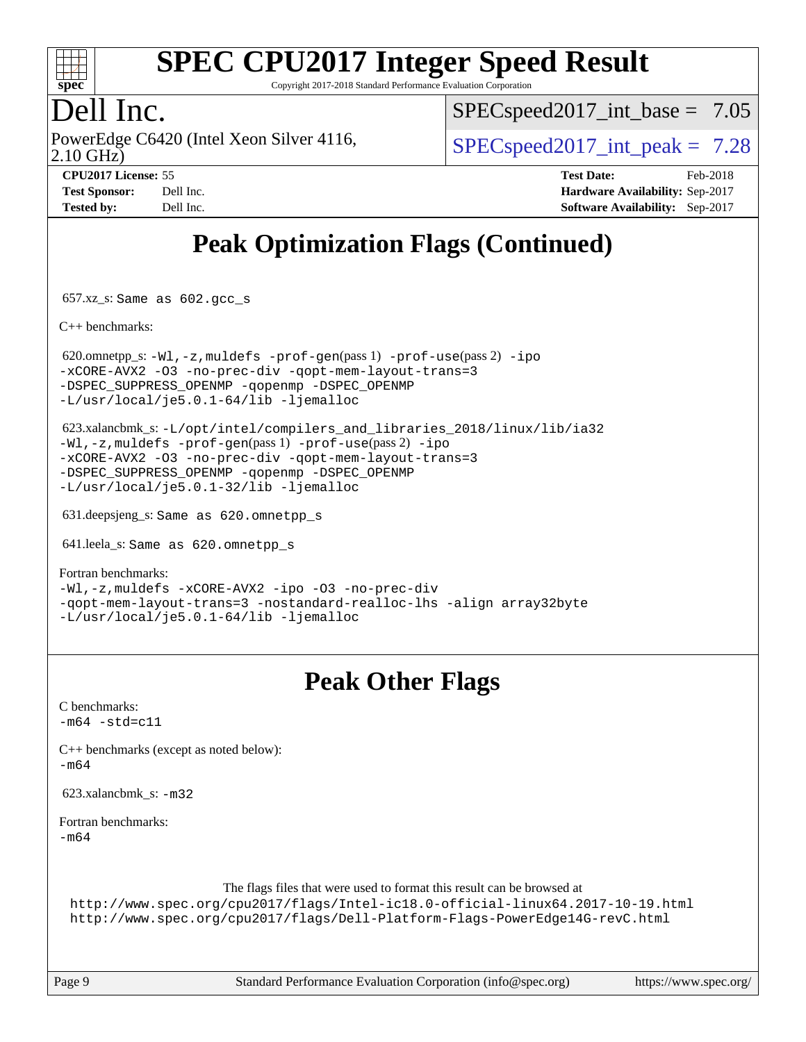# Peak Optimization Flags (Continued)

657.xz_s: Same as 602.gcc_s

C++ benchmarks:

620.omnetpp_s: -Wl,-z,muldefs -prof-gen(pass 1) -prof-use(pass 2) -ipo -xCORE-AVX2 -O3 -no-prec-div -qopt-mem-layout-trans=3 -DSPEC_SUPPRESS_OPENMP -qopenmp -DSPEC_OPENMP -L/usr/local/je5.0.1-64/lib -ljemalloc

623.xalancbmk_s: -L/opt/intel/compilers_and_libraries_2018/linux/lib/ia32 -Wl,-z,muldefs -prof-gen(pass 1) -prof-use(pass 2) -ipo -xCORE-AVX2 -O3 -no-prec-div -qopt-mem-layout-trans=3 -DSPEC_SUPPRESS_OPENMP -qopenmp -DSPEC_OPENMP -L/usr/local/je5.0.1-32/lib -ljemalloc

631.deepsjeng_s: Same as 620.omnetpp_s

641.leela_s: Same as 620.omnetpp_s

Fortran benchmarks:
-Wl,-z,muldefs -xCORE-AVX2 -ipo -O3 -no-prec-div -qopt-mem-layout-trans=3 -nostandard-realloc-lhs -align array32byte -L/usr/local/je5.0.1-64/lib -ljemalloc

# Peak Other Flags

C benchmarks:
-m64 -std=c11

C++ benchmarks (except as noted below):
-m64

623.xalancbmk_s: -m32

Fortran benchmarks:
-m64

The flags files that were used to format this result can be browsed at
http://www.spec.org/cpu2017/flags/Intel-ic18.0-official-linux64.2017-10-19.html
http://www.spec.org/cpu2017/flags/Dell-Platform-Flags-PowerEdge14G-revC.html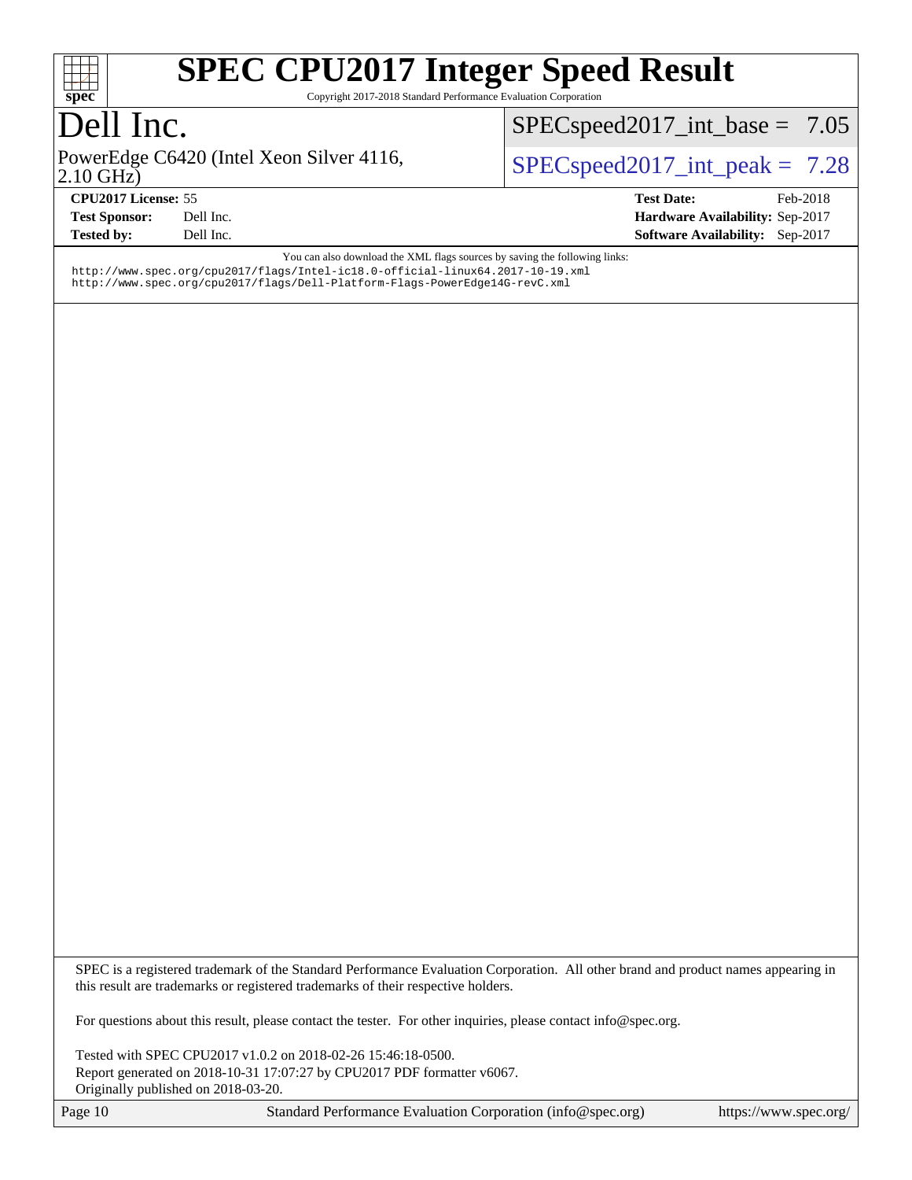# SPEC CPU2017 Integer Speed Result

Copyright 2017-2018 Standard Performance Evaluation Corporation

# Dell Inc.

PowerEdge C6420 (Intel Xeon Silver 4116, 2.10 GHz)

SPECspeed2017_int_base = 7.05

SPECspeed2017_int_peak = 7.28

**CPU2017 License:** 55
**Test Sponsor:** Dell Inc.
**Tested by:** Dell Inc.

**Test Date:** Feb-2018
**Hardware Availability:** Sep-2017
**Software Availability:** Sep-2017

You can also download the XML flags sources by saving the following links:

```
http://www.spec.org/cpu2017/flags/Intel-ic18.0-official-linux64.2017-10-19.xml
http://www.spec.org/cpu2017/flags/Dell-Platform-Flags-PowerEdge14G-revC.xml
```

SPEC is a registered trademark of the Standard Performance Evaluation Corporation. All other brand and product names appearing in this result are trademarks or registered trademarks of their respective holders.

For questions about this result, please contact the tester. For other inquiries, please contact info@spec.org.

Tested with SPEC CPU2017 v1.0.2 on 2018-02-26 15:46:18-0500.
Report generated on 2018-10-31 17:07:27 by CPU2017 PDF formatter v6067.
Originally published on 2018-03-20.